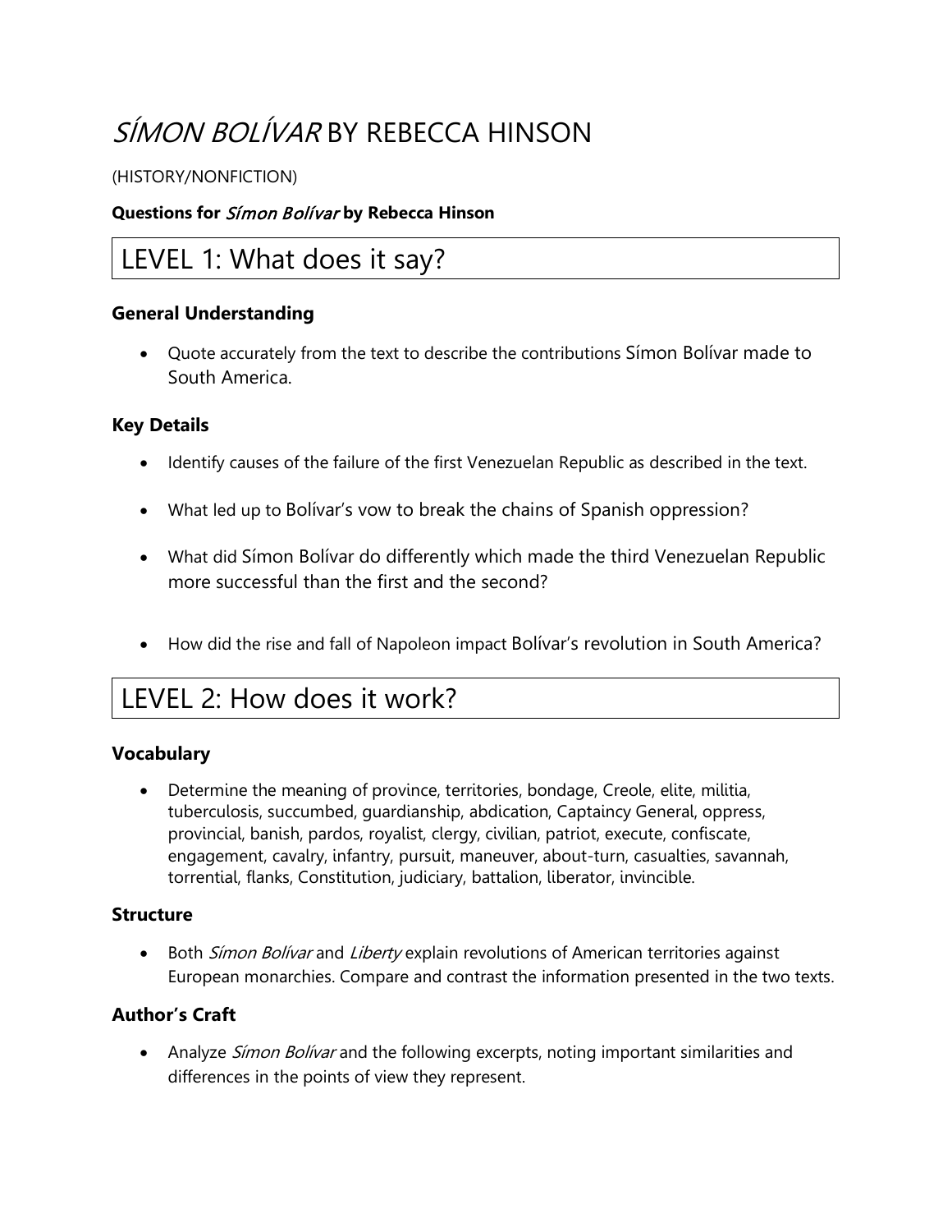# *SÍMON BOLÍVAR* BY REBECCA HINSON

(HISTORY/NONFICTION)

**Questions for *Símon Bolívar* by Rebecca Hinson**

## LEVEL 1: What does it say?

### General Understanding

- Quote accurately from the text to describe the contributions Símon Bolívar made to South America.

### Key Details

- Identify causes of the failure of the first Venezuelan Republic as described in the text.
- What led up to Bolívar's vow to break the chains of Spanish oppression?
- What did Símon Bolívar do differently which made the third Venezuelan Republic more successful than the first and the second?
- How did the rise and fall of Napoleon impact Bolívar's revolution in South America?

## LEVEL 2: How does it work?

### Vocabulary

- Determine the meaning of province, territories, bondage, Creole, elite, militia, tuberculosis, succumbed, guardianship, abdication, Captaincy General, oppress, provincial, banish, pardos, royalist, clergy, civilian, patriot, execute, confiscate, engagement, cavalry, infantry, pursuit, maneuver, about-turn, casualties, savannah, torrential, flanks, Constitution, judiciary, battalion, liberator, invincible.

### Structure

- Both *Símon Bolívar* and *Liberty* explain revolutions of American territories against European monarchies. Compare and contrast the information presented in the two texts.

### Author's Craft

- Analyze *Símon Bolívar* and the following excerpts, noting important similarities and differences in the points of view they represent.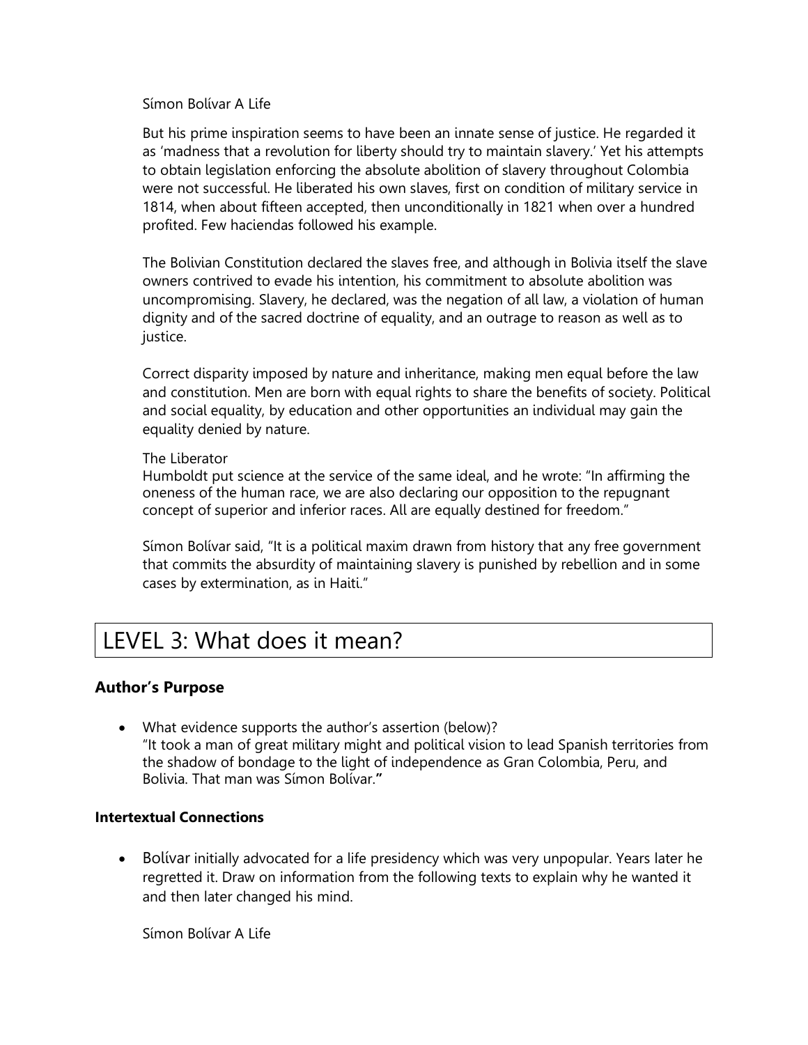Símon Bolívar A Life

But his prime inspiration seems to have been an innate sense of justice. He regarded it as 'madness that a revolution for liberty should try to maintain slavery.' Yet his attempts to obtain legislation enforcing the absolute abolition of slavery throughout Colombia were not successful. He liberated his own slaves, first on condition of military service in 1814, when about fifteen accepted, then unconditionally in 1821 when over a hundred profited. Few haciendas followed his example.

The Bolivian Constitution declared the slaves free, and although in Bolivia itself the slave owners contrived to evade his intention, his commitment to absolute abolition was uncompromising. Slavery, he declared, was the negation of all law, a violation of human dignity and of the sacred doctrine of equality, and an outrage to reason as well as to justice.

Correct disparity imposed by nature and inheritance, making men equal before the law and constitution. Men are born with equal rights to share the benefits of society. Political and social equality, by education and other opportunities an individual may gain the equality denied by nature.

The Liberator
Humboldt put science at the service of the same ideal, and he wrote: "In affirming the oneness of the human race, we are also declaring our opposition to the repugnant concept of superior and inferior races. All are equally destined for freedom."

Símon Bolívar said, "It is a political maxim drawn from history that any free government that commits the absurdity of maintaining slavery is punished by rebellion and in some cases by extermination, as in Haiti."

# LEVEL 3: What does it mean?

### Author's Purpose

- What evidence supports the author's assertion (below)?
  "It took a man of great military might and political vision to lead Spanish territories from the shadow of bondage to the light of independence as Gran Colombia, Peru, and Bolivia. That man was Símon Bolívar.**"**

#### Intertextual Connections

- Bolívar initially advocated for a life presidency which was very unpopular. Years later he regretted it. Draw on information from the following texts to explain why he wanted it and then later changed his mind.

  Símon Bolívar A Life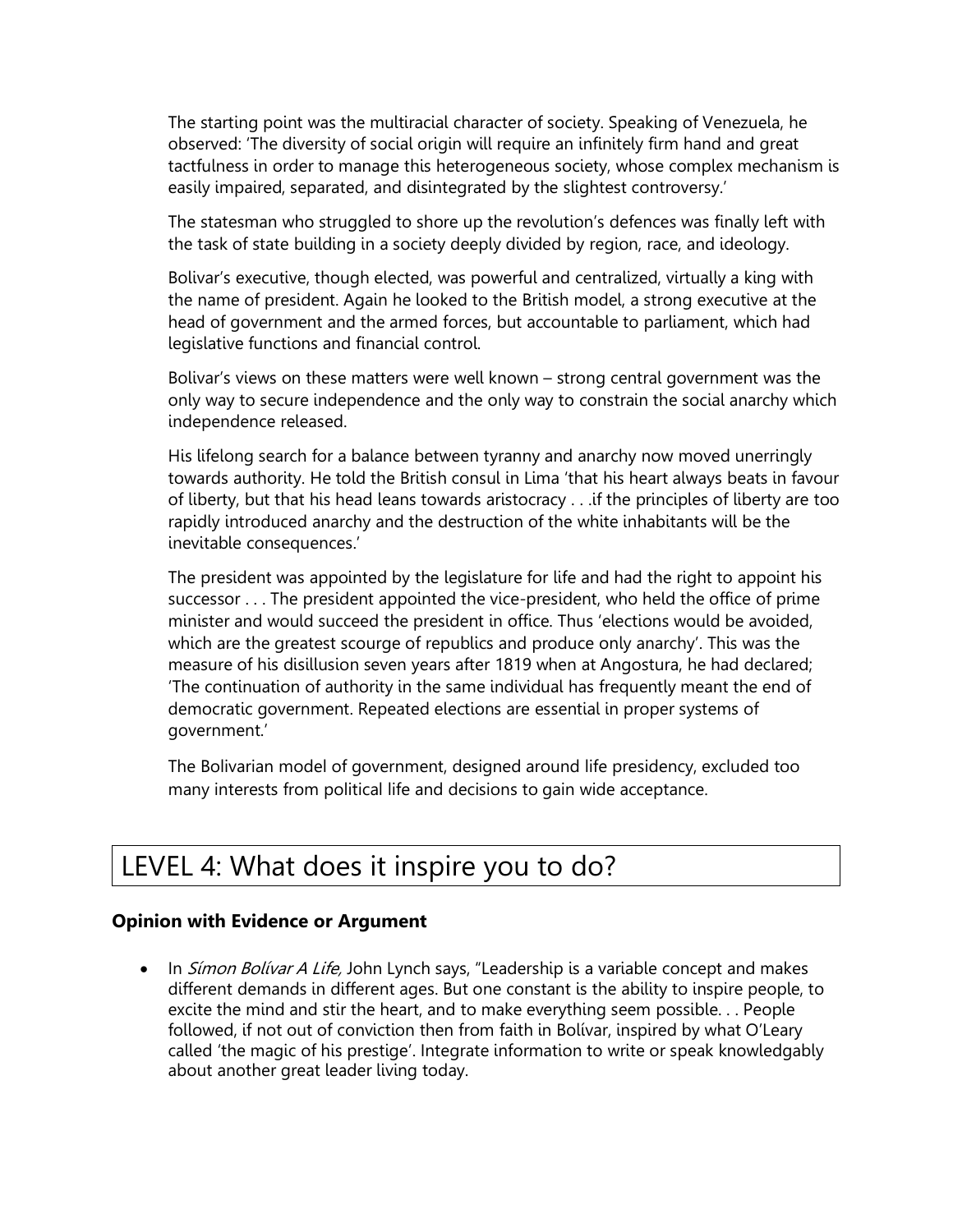The starting point was the multiracial character of society. Speaking of Venezuela, he observed: 'The diversity of social origin will require an infinitely firm hand and great tactfulness in order to manage this heterogeneous society, whose complex mechanism is easily impaired, separated, and disintegrated by the slightest controversy.'

The statesman who struggled to shore up the revolution's defences was finally left with the task of state building in a society deeply divided by region, race, and ideology.

Bolivar's executive, though elected, was powerful and centralized, virtually a king with the name of president. Again he looked to the British model, a strong executive at the head of government and the armed forces, but accountable to parliament, which had legislative functions and financial control.

Bolivar's views on these matters were well known – strong central government was the only way to secure independence and the only way to constrain the social anarchy which independence released.

His lifelong search for a balance between tyranny and anarchy now moved unerringly towards authority. He told the British consul in Lima 'that his heart always beats in favour of liberty, but that his head leans towards aristocracy . . .if the principles of liberty are too rapidly introduced anarchy and the destruction of the white inhabitants will be the inevitable consequences.'

The president was appointed by the legislature for life and had the right to appoint his successor . . . The president appointed the vice-president, who held the office of prime minister and would succeed the president in office. Thus 'elections would be avoided, which are the greatest scourge of republics and produce only anarchy'. This was the measure of his disillusion seven years after 1819 when at Angostura, he had declared; 'The continuation of authority in the same individual has frequently meant the end of democratic government. Repeated elections are essential in proper systems of government.'

The Bolivarian model of government, designed around life presidency, excluded too many interests from political life and decisions to gain wide acceptance.

# LEVEL 4: What does it inspire you to do?

**Opinion with Evidence or Argument**

- In *Símon Bolívar A Life,* John Lynch says, "Leadership is a variable concept and makes different demands in different ages. But one constant is the ability to inspire people, to excite the mind and stir the heart, and to make everything seem possible. . . People followed, if not out of conviction then from faith in Bolívar, inspired by what O'Leary called 'the magic of his prestige'. Integrate information to write or speak knowledgably about another great leader living today.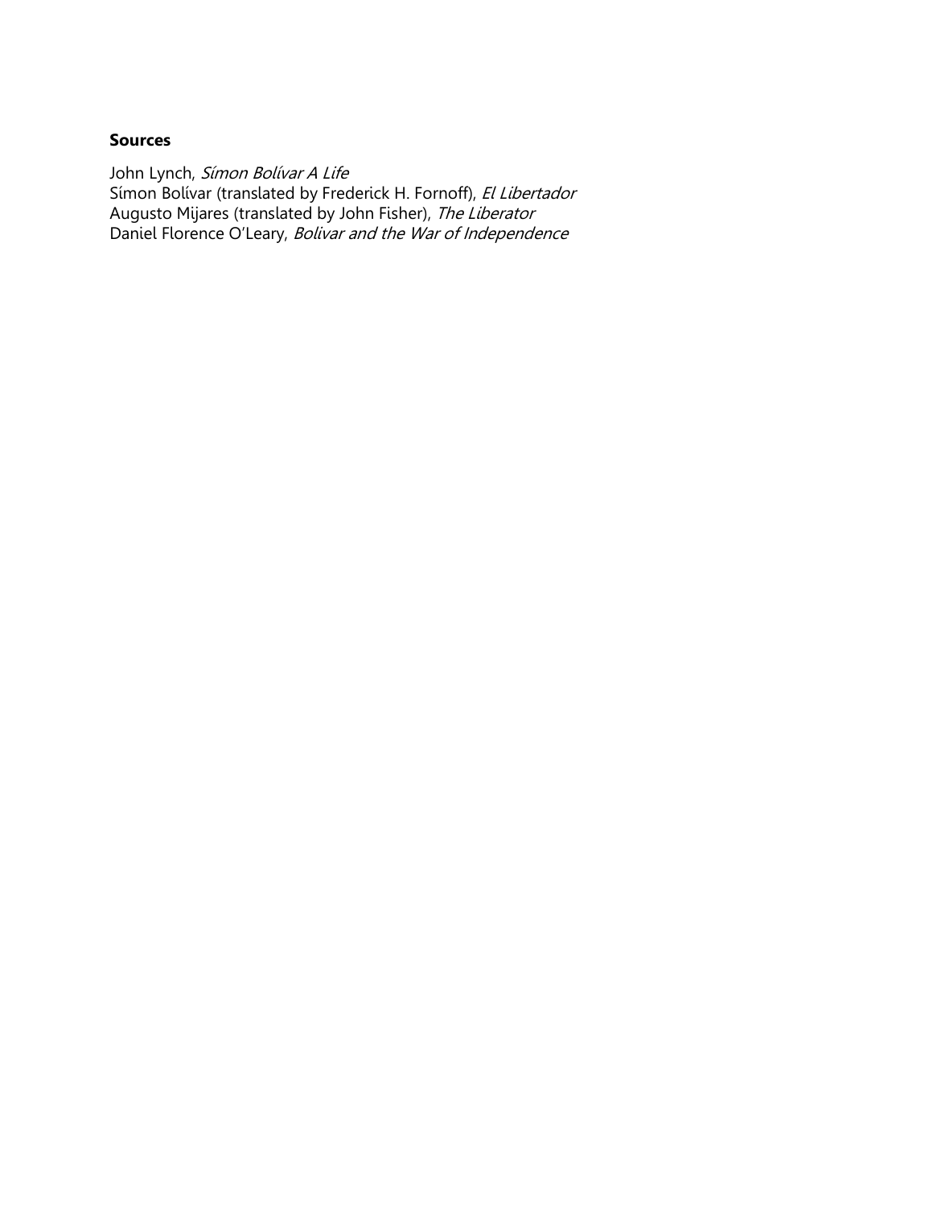**Sources**

John Lynch, *Símon Bolívar A Life*
Símon Bolívar (translated by Frederick H. Fornoff), *El Libertador*
Augusto Mijares (translated by John Fisher), *The Liberator*
Daniel Florence O'Leary, *Bolivar and the War of Independence*